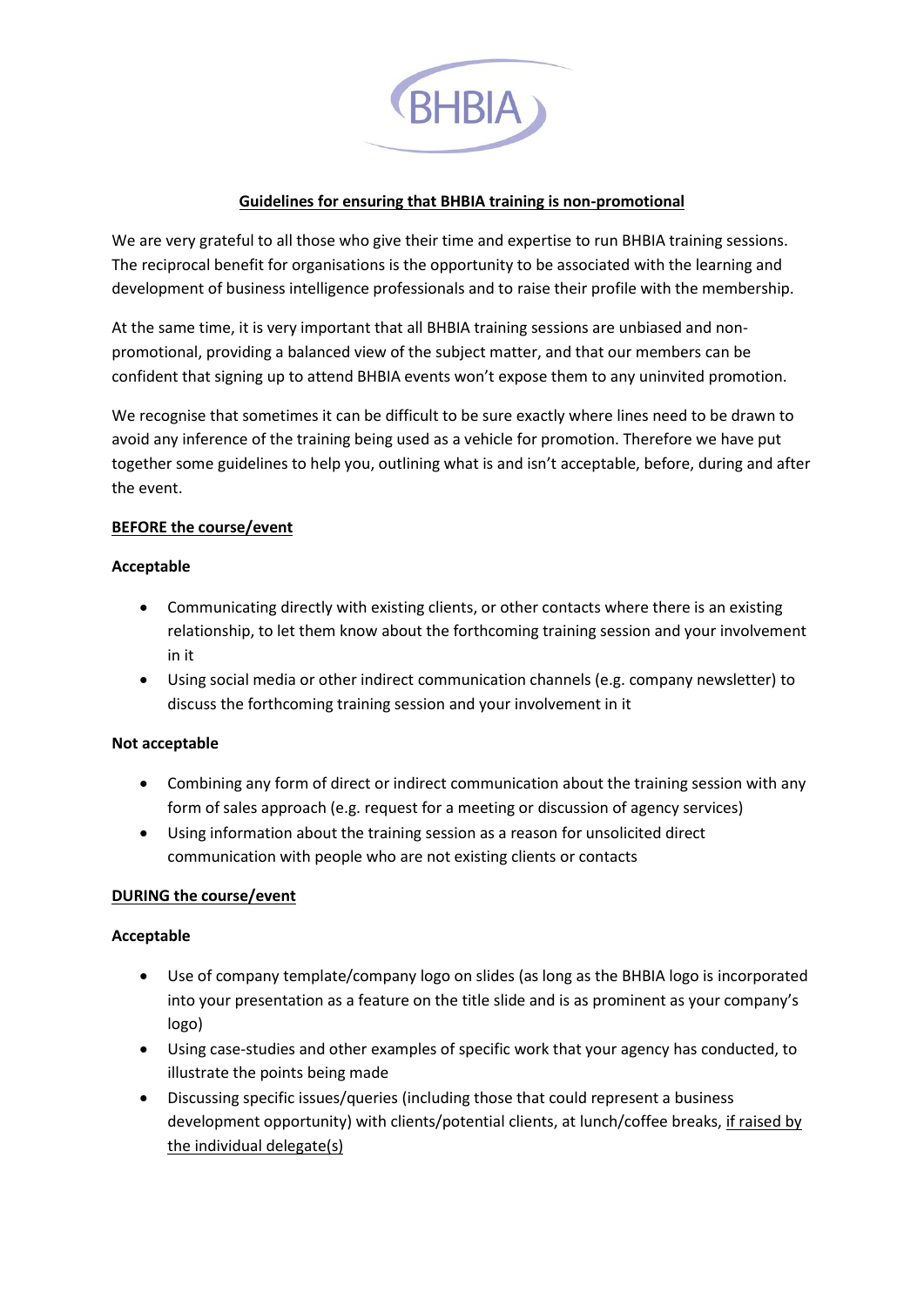BHBIA

# Guidelines for ensuring that BHBIA training is non-promotional

We are very grateful to all those who give their time and expertise to run BHBIA training sessions. The reciprocal benefit for organisations is the opportunity to be associated with the learning and development of business intelligence professionals and to raise their profile with the membership.

At the same time, it is very important that all BHBIA training sessions are unbiased and non-promotional, providing a balanced view of the subject matter, and that our members can be confident that signing up to attend BHBIA events won't expose them to any uninvited promotion.

We recognise that sometimes it can be difficult to be sure exactly where lines need to be drawn to avoid any inference of the training being used as a vehicle for promotion. Therefore we have put together some guidelines to help you, outlining what is and isn't acceptable, before, during and after the event.

## BEFORE the course/event

**Acceptable**

- Communicating directly with existing clients, or other contacts where there is an existing relationship, to let them know about the forthcoming training session and your involvement in it
- Using social media or other indirect communication channels (e.g. company newsletter) to discuss the forthcoming training session and your involvement in it

**Not acceptable**

- Combining any form of direct or indirect communication about the training session with any form of sales approach (e.g. request for a meeting or discussion of agency services)
- Using information about the training session as a reason for unsolicited direct communication with people who are not existing clients or contacts

## DURING the course/event

**Acceptable**

- Use of company template/company logo on slides (as long as the BHBIA logo is incorporated into your presentation as a feature on the title slide and is as prominent as your company's logo)
- Using case-studies and other examples of specific work that your agency has conducted, to illustrate the points being made
- Discussing specific issues/queries (including those that could represent a business development opportunity) with clients/potential clients, at lunch/coffee breaks, <u>if raised by the individual delegate(s)</u>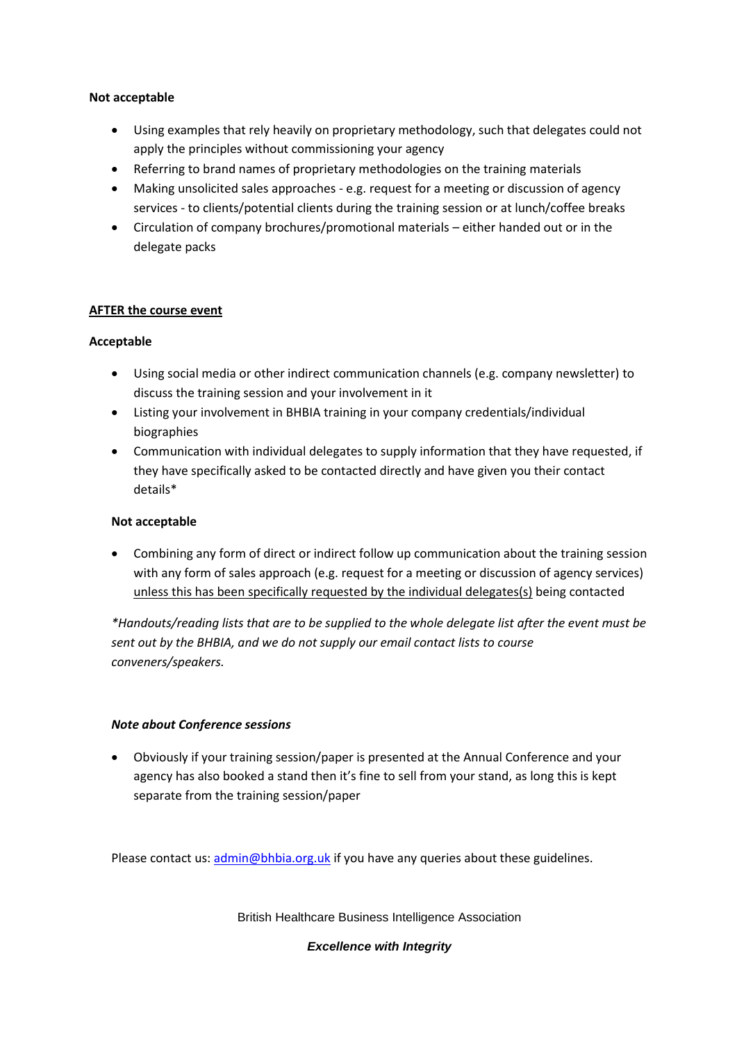**Not acceptable**

- Using examples that rely heavily on proprietary methodology, such that delegates could not apply the principles without commissioning your agency
- Referring to brand names of proprietary methodologies on the training materials
- Making unsolicited sales approaches - e.g. request for a meeting or discussion of agency services - to clients/potential clients during the training session or at lunch/coffee breaks
- Circulation of company brochures/promotional materials – either handed out or in the delegate packs

**AFTER the course event**

**Acceptable**

- Using social media or other indirect communication channels (e.g. company newsletter) to discuss the training session and your involvement in it
- Listing your involvement in BHBIA training in your company credentials/individual biographies
- Communication with individual delegates to supply information that they have requested, if they have specifically asked to be contacted directly and have given you their contact details*

**Not acceptable**

- Combining any form of direct or indirect follow up communication about the training session with any form of sales approach (e.g. request for a meeting or discussion of agency services) unless this has been specifically requested by the individual delegates(s) being contacted

*\*Handouts/reading lists that are to be supplied to the whole delegate list after the event must be sent out by the BHBIA, and we do not supply our email contact lists to course conveners/speakers.*

***Note about Conference sessions***

- Obviously if your training session/paper is presented at the Annual Conference and your agency has also booked a stand then it's fine to sell from your stand, as long this is kept separate from the training session/paper

Please contact us: admin@bhbia.org.uk if you have any queries about these guidelines.

British Healthcare Business Intelligence Association

***Excellence with Integrity***